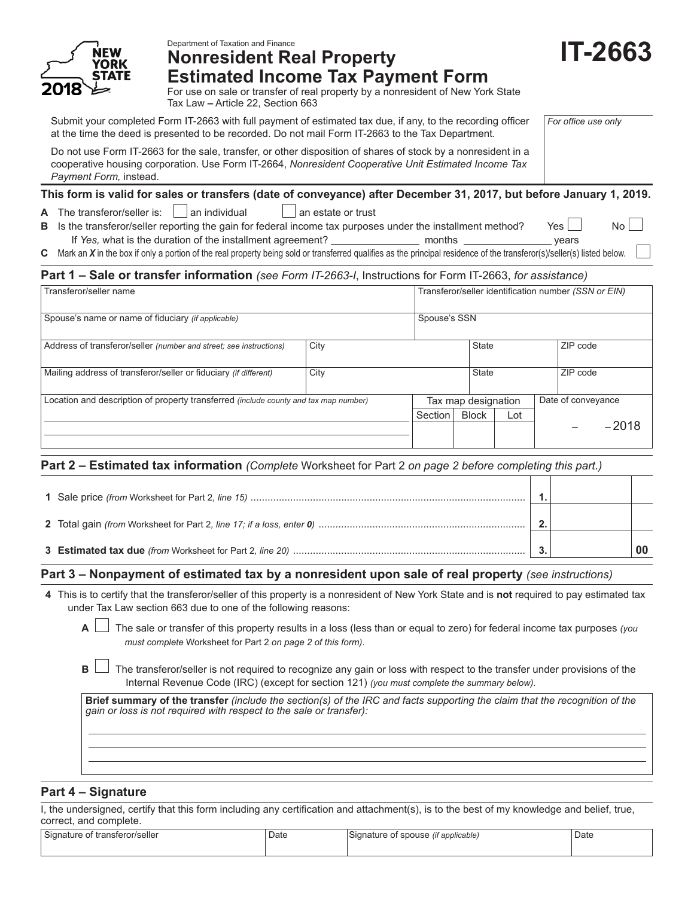New York State 2018

Department of Taxation and Finance

# Nonresident Real Property Estimated Income Tax Payment Form

# IT-2663

For use on sale or transfer of real property by a nonresident of New York State
Tax Law – Article 22, Section 663

Submit your completed Form IT-2663 with full payment of estimated tax due, if any, to the recording officer at the time the deed is presented to be recorded. Do not mail Form IT-2663 to the Tax Department.

Do not use Form IT-2663 for the sale, transfer, or other disposition of shares of stock by a nonresident in a cooperative housing corporation. Use Form IT-2664, *Nonresident Cooperative Unit Estimated Income Tax Payment Form,* instead.

*For office use only*

**This form is valid for sales or transfers (date of conveyance) after December 31, 2017, but before January 1, 2019.**

**A** The transferor/seller is: ☐ an individual ☐ an estate or trust

**B** Is the transferor/seller reporting the gain for federal income tax purposes under the installment method? Yes ☐ No ☐

If *Yes,* what is the duration of the installment agreement? ______ months ______ years

**C** Mark an ***X*** in the box if only a portion of the real property being sold or transferred qualifies as the principal residence of the transferor(s)/seller(s) listed below. ☐

## Part 1 – Sale or transfer information *(see Form IT-2663-I*, Instructions for Form IT-2663, *for assistance)*

| Transferor/seller name | | | Transferor/seller identification number *(SSN or EIN)* |
|---|---|---|---|
| Spouse's name or name of fiduciary *(if applicable)* | | | Spouse's SSN |
| Address of transferor/seller *(number and street; see instructions)* | City | State | ZIP code |
| Mailing address of transferor/seller or fiduciary *(if different)* | City | State | ZIP code |

| Location and description of property transferred *(include county and tax map number)* | Tax map designation | | | Date of conveyance |
|---|---|---|---|---|
| | Section | Block | Lot | – – 2018 |

## Part 2 – Estimated tax information *(Complete* Worksheet for Part 2 *on page 2 before completing this part.)*

| | | |
|---|---|---|
| **1** Sale price *(from* Worksheet for Part 2*, line 15)* | **1.** | |
| **2** Total gain *(from* Worksheet for Part 2*, line 17; if a loss, enter **0**)* | **2.** | |
| **3 Estimated tax due** *(from* Worksheet for Part 2*, line 20)* | **3.** | **00** |

## Part 3 – Nonpayment of estimated tax by a nonresident upon sale of real property *(see instructions)*

**4** This is to certify that the transferor/seller of this property is a nonresident of New York State and is **not** required to pay estimated tax under Tax Law section 663 due to one of the following reasons:

**A** ☐ The sale or transfer of this property results in a loss (less than or equal to zero) for federal income tax purposes *(you must complete* Worksheet for Part 2 *on page 2 of this form)*.

**B** ☐ The transferor/seller is not required to recognize any gain or loss with respect to the transfer under provisions of the Internal Revenue Code (IRC) (except for section 121) *(you must complete the summary below)*.

**Brief summary of the transfer** *(include the section(s) of the IRC and facts supporting the claim that the recognition of the gain or loss is not required with respect to the sale or transfer):*

## Part 4 – Signature

I, the undersigned, certify that this form including any certification and attachment(s), is to the best of my knowledge and belief, true, correct, and complete.

| Signature of transferor/seller | Date | Signature of spouse *(if applicable)* | Date |
|---|---|---|---|
| | | | |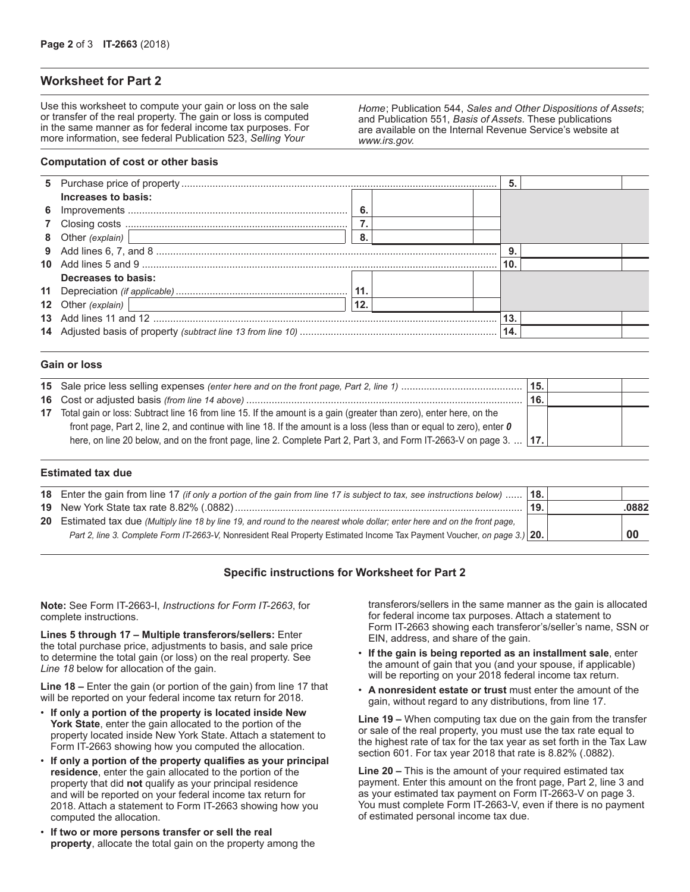## Worksheet for Part 2

Use this worksheet to compute your gain or loss on the sale or transfer of the real property. The gain or loss is computed in the same manner as for federal income tax purposes. For more information, see federal Publication 523, *Selling Your Home*; Publication 544, *Sales and Other Dispositions of Assets*; and Publication 551, *Basis of Assets*. These publications are available on the Internal Revenue Service's website at *www.irs.gov.*

### Computation of cost or other basis

| Line | Description | | | | |
|---|---|---|---|---|---|
| 5 | Purchase price of property | | | 5. | |
| | **Increases to basis:** | | | | |
| 6 | Improvements | 6. | | | |
| 7 | Closing costs | 7. | | | |
| 8 | Other *(explain)* | 8. | | | |
| 9 | Add lines 6, 7, and 8 | | | 9. | |
| 10 | Add lines 5 and 9 | | | 10. | |
| | **Decreases to basis:** | | | | |
| 11 | Depreciation *(if applicable)* | 11. | | | |
| 12 | Other *(explain)* | 12. | | | |
| 13 | Add lines 11 and 12 | | | 13. | |
| 14 | Adjusted basis of property *(subtract line 13 from line 10)* | | | 14. | |

### Gain or loss

| Line | Description | | |
|---|---|---|---|
| 15 | Sale price less selling expenses *(enter here and on the front page, Part 2, line 1)* | 15. | |
| 16 | Cost or adjusted basis *(from line 14 above)* | 16. | |
| 17 | Total gain or loss: Subtract line 16 from line 15. If the amount is a gain (greater than zero), enter here, on the front page, Part 2, line 2, and continue with line 18. If the amount is a loss (less than or equal to zero), enter ***0*** here, on line 20 below, and on the front page, line 2. Complete Part 2, Part 3, and Form IT-2663-V on page 3. | 17. | |

### Estimated tax due

| Line | Description | | |
|---|---|---|---|
| 18 | Enter the gain from line 17 *(if only a portion of the gain from line 17 is subject to tax, see instructions below)* | 18. | |
| 19 | New York State tax rate 8.82% (.0882) | 19. | .0882 |
| 20 | Estimated tax due *(Multiply line 18 by line 19, and round to the nearest whole dollar; enter here and on the front page, Part 2, line 3. Complete Form IT-2663-V,* Nonresident Real Property Estimated Income Tax Payment Voucher, *on page 3.)* | 20. | 00 |

### Specific instructions for Worksheet for Part 2

**Note:** See Form IT-2663-I, *Instructions for Form IT-2663*, for complete instructions.

**Lines 5 through 17 – Multiple transferors/sellers:** Enter the total purchase price, adjustments to basis, and sale price to determine the total gain (or loss) on the real property. See *Line 18* below for allocation of the gain.

**Line 18 –** Enter the gain (or portion of the gain) from line 17 that will be reported on your federal income tax return for 2018.

- **If only a portion of the property is located inside New York State**, enter the gain allocated to the portion of the property located inside New York State. Attach a statement to Form IT-2663 showing how you computed the allocation.
- **If only a portion of the property qualifies as your principal residence**, enter the gain allocated to the portion of the property that did **not** qualify as your principal residence and will be reported on your federal income tax return for 2018. Attach a statement to Form IT-2663 showing how you computed the allocation.
- **If two or more persons transfer or sell the real property**, allocate the total gain on the property among the transferors/sellers in the same manner as the gain is allocated for federal income tax purposes. Attach a statement to Form IT-2663 showing each transferor's/seller's name, SSN or EIN, address, and share of the gain.
- **If the gain is being reported as an installment sale**, enter the amount of gain that you (and your spouse, if applicable) will be reporting on your 2018 federal income tax return.
- **A nonresident estate or trust** must enter the amount of the gain, without regard to any distributions, from line 17.

**Line 19 –** When computing tax due on the gain from the transfer or sale of the real property, you must use the tax rate equal to the highest rate of tax for the tax year as set forth in the Tax Law section 601. For tax year 2018 that rate is 8.82% (.0882).

**Line 20 –** This is the amount of your required estimated tax payment. Enter this amount on the front page, Part 2, line 3 and as your estimated tax payment on Form IT-2663-V on page 3. You must complete Form IT-2663-V, even if there is no payment of estimated personal income tax due.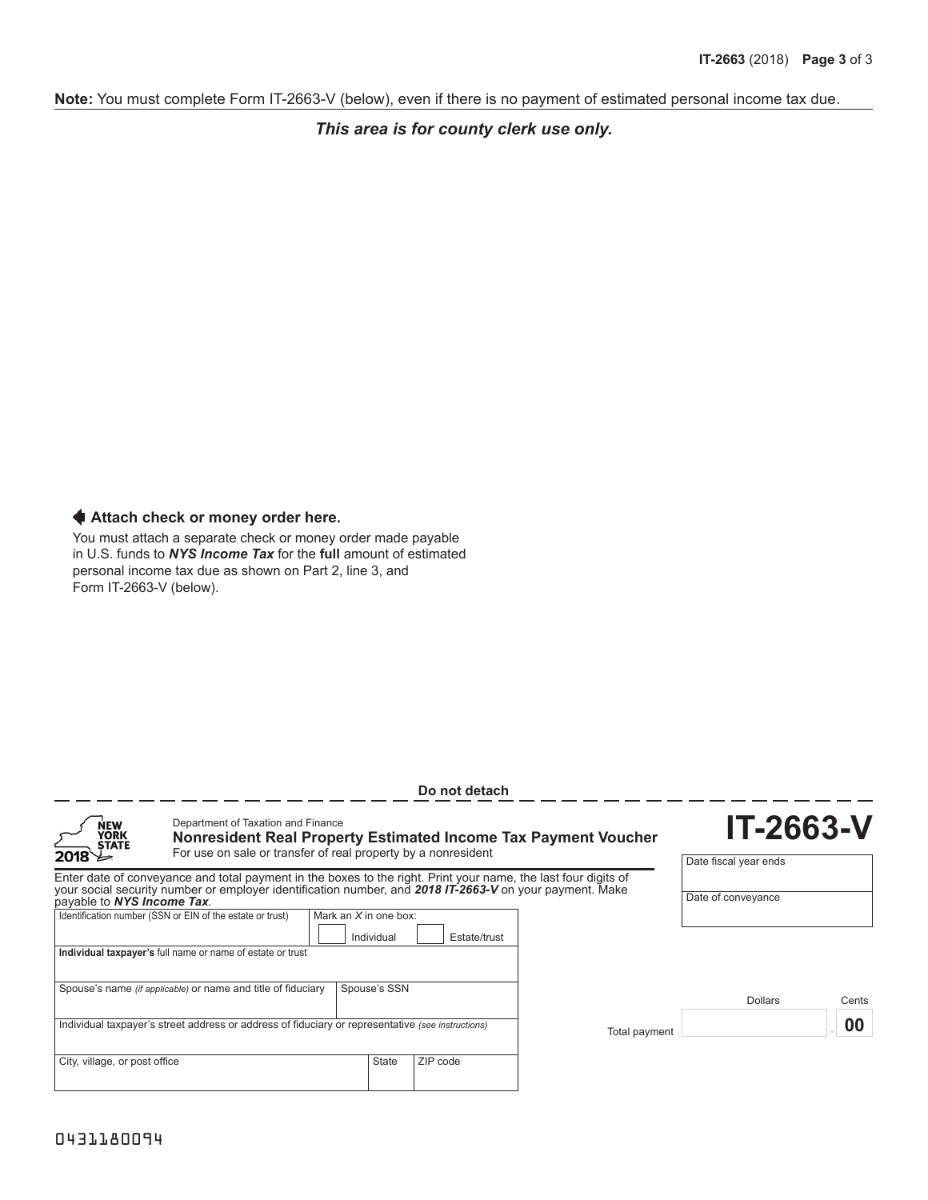**Note:** You must complete Form IT-2663-V (below), even if there is no payment of estimated personal income tax due.

***This area is for county clerk use only.***

**Attach check or money order here.**

You must attach a separate check or money order made payable in U.S. funds to ***NYS Income Tax*** for the **full** amount of estimated personal income tax due as shown on Part 2, line 3, and Form IT-2663-V (below).

**Do not detach**

NEW YORK STATE 2018

Department of Taxation and Finance

**Nonresident Real Property Estimated Income Tax Payment Voucher**

For use on sale or transfer of real property by a nonresident

# IT-2663-V

Enter date of conveyance and total payment in the boxes to the right. Print your name, the last four digits of your social security number or employer identification number, and ***2018 IT-2663-V*** on your payment. Make payable to ***NYS Income Tax***.

| | | | |
|---|---|---|---|
| Identification number (SSN or EIN of the estate or trust) | Mark an *X* in one box: Individual / Estate/trust | | |
| **Individual taxpayer's** full name or name of estate or trust | | | |
| Spouse's name *(if applicable)* or name and title of fiduciary | Spouse's SSN | | |
| Individual taxpayer's street address or address of fiduciary or representative *(see instructions)* | | | |
| City, village, or post office | State | ZIP code | |

| | |
|---|---|
| Date fiscal year ends | |
| Date of conveyance | |

| | Dollars | Cents |
|---|---|---|
| Total payment | | 00 |

0431180094